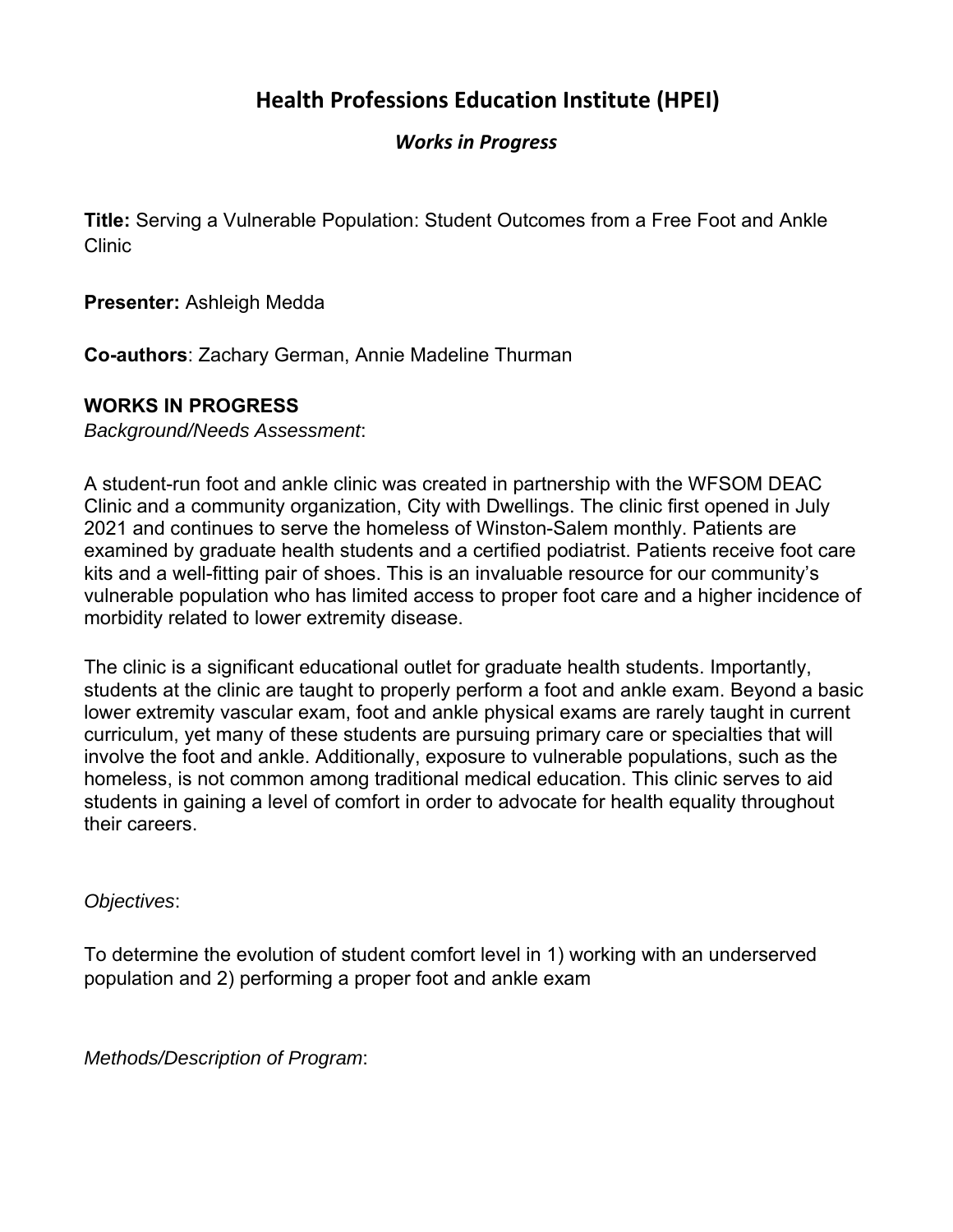# Health Professions Education Institute (HPEI)

## *Works in Progress*

**Title:** Serving a Vulnerable Population: Student Outcomes from a Free Foot and Ankle Clinic

**Presenter:** Ashleigh Medda

**Co-authors**: Zachary German, Annie Madeline Thurman

**WORKS IN PROGRESS**

*Background/Needs Assessment*:

A student-run foot and ankle clinic was created in partnership with the WFSOM DEAC Clinic and a community organization, City with Dwellings. The clinic first opened in July 2021 and continues to serve the homeless of Winston-Salem monthly. Patients are examined by graduate health students and a certified podiatrist. Patients receive foot care kits and a well-fitting pair of shoes. This is an invaluable resource for our community's vulnerable population who has limited access to proper foot care and a higher incidence of morbidity related to lower extremity disease.

The clinic is a significant educational outlet for graduate health students. Importantly, students at the clinic are taught to properly perform a foot and ankle exam. Beyond a basic lower extremity vascular exam, foot and ankle physical exams are rarely taught in current curriculum, yet many of these students are pursuing primary care or specialties that will involve the foot and ankle. Additionally, exposure to vulnerable populations, such as the homeless, is not common among traditional medical education. This clinic serves to aid students in gaining a level of comfort in order to advocate for health equality throughout their careers.

*Objectives*:

To determine the evolution of student comfort level in 1) working with an underserved population and 2) performing a proper foot and ankle exam

*Methods/Description of Program*: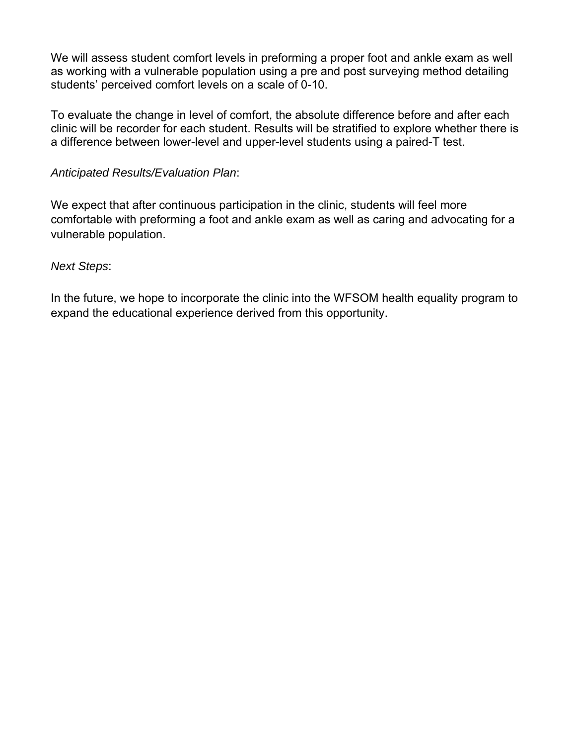We will assess student comfort levels in preforming a proper foot and ankle exam as well as working with a vulnerable population using a pre and post surveying method detailing students' perceived comfort levels on a scale of 0-10.

To evaluate the change in level of comfort, the absolute difference before and after each clinic will be recorder for each student. Results will be stratified to explore whether there is a difference between lower-level and upper-level students using a paired-T test.

*Anticipated Results/Evaluation Plan*:

We expect that after continuous participation in the clinic, students will feel more comfortable with preforming a foot and ankle exam as well as caring and advocating for a vulnerable population.

*Next Steps*:

In the future, we hope to incorporate the clinic into the WFSOM health equality program to expand the educational experience derived from this opportunity.